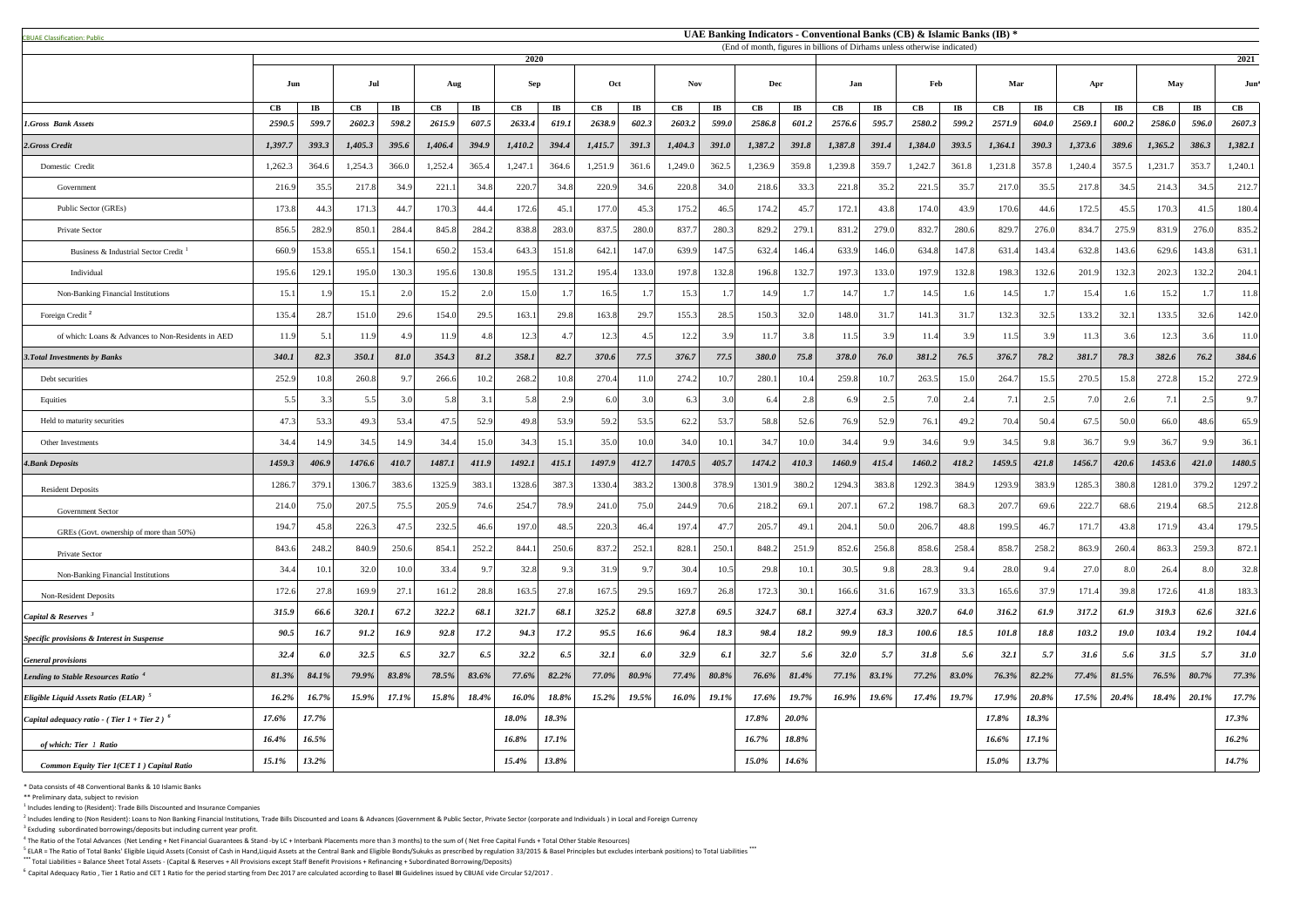CBUAE Classification: Public

# UAE Banking Indicators - Conventional Banks (CB) & Islamic Banks (IB) *

(End of month, figures in billions of Dirhams unless otherwise indicated)

| | 2020 | | | | | | | | | | | | | | | | | | | | | | | | 2021 |
|---|---|---|---|---|---|---|---|---|---|---|---|---|---|---|---|---|---|---|---|---|---|---|---|---|---|
| | Jun | | Jul | | Aug | | Sep | | Oct | | Nov | | Dec | | Jan | | Feb | | Mar | | Apr | | May | | Jun* |
| | CB | IB | CB | IB | CB | IB | CB | IB | CB | IB | CB | IB | CB | IB | CB | IB | CB | IB | CB | IB | CB | IB | CB | IB | CB |
| ***1.Gross Bank Assets*** | *2590.5* | *599.7* | *2602.3* | *598.2* | *2615.9* | *607.5* | *2633.4* | *619.1* | *2638.9* | *602.3* | *2603.2* | *599.0* | *2586.8* | *601.2* | *2576.6* | *595.7* | *2580.2* | *599.2* | *2571.9* | *604.0* | *2569.1* | *600.2* | *2586.0* | *596.0* | *2607.3* |
| ***2.Gross Credit*** | *1,397.7* | *393.3* | *1,405.3* | *395.6* | *1,406.4* | *394.9* | *1,410.2* | *394.4* | *1,415.7* | *391.3* | *1,404.3* | *391.0* | *1,387.2* | *391.8* | *1,387.8* | *391.4* | *1,384.0* | *393.5* | *1,364.1* | *390.3* | *1,373.6* | *389.6* | *1,365.2* | *386.3* | *1,382.1* |
| Domestic Credit | 1,262.3 | 364.6 | 1,254.3 | 366.0 | 1,252.4 | 365.4 | 1,247.1 | 364.6 | 1,251.9 | 361.6 | 1,249.0 | 362.5 | 1,236.9 | 359.8 | 1,239.8 | 359.7 | 1,242.7 | 361.8 | 1,231.8 | 357.8 | 1,240.4 | 357.5 | 1,231.7 | 353.7 | 1,240.1 |
| Government | 216.9 | 35.5 | 217.8 | 34.9 | 221.1 | 34.8 | 220.7 | 34.8 | 220.9 | 34.6 | 220.8 | 34.0 | 218.6 | 33.3 | 221.8 | 35.2 | 221.5 | 35.7 | 217.0 | 35.5 | 217.8 | 34.5 | 214.3 | 34.5 | 212.7 |
| Public Sector (GREs) | 173.8 | 44.3 | 171.3 | 44.7 | 170.3 | 44.4 | 172.6 | 45.1 | 177.0 | 45.3 | 175.2 | 46.5 | 174.2 | 45.7 | 172.1 | 43.8 | 174.0 | 43.9 | 170.6 | 44.6 | 172.5 | 45.5 | 170.3 | 41.5 | 180.4 |
| Private Sector | 856.5 | 282.9 | 850.1 | 284.4 | 845.8 | 284.2 | 838.8 | 283.0 | 837.5 | 280.0 | 837.7 | 280.3 | 829.2 | 279.1 | 831.2 | 279.0 | 832.7 | 280.6 | 829.7 | 276.0 | 834.7 | 275.9 | 831.9 | 276.0 | 835.2 |
| Business & Industrial Sector Credit [1] | 660.9 | 153.8 | 655.1 | 154.1 | 650.2 | 153.4 | 643.3 | 151.8 | 642.1 | 147.0 | 639.9 | 147.5 | 632.4 | 146.4 | 633.9 | 146.0 | 634.8 | 147.8 | 631.4 | 143.4 | 632.8 | 143.6 | 629.6 | 143.8 | 631.1 |
| Individual | 195.6 | 129.1 | 195.0 | 130.3 | 195.6 | 130.8 | 195.5 | 131.2 | 195.4 | 133.0 | 197.8 | 132.8 | 196.8 | 132.7 | 197.3 | 133.0 | 197.9 | 132.8 | 198.3 | 132.6 | 201.9 | 132.3 | 202.3 | 132.2 | 204.1 |
| Non-Banking Financial Institutions | 15.1 | 1.9 | 15.1 | 2.0 | 15.2 | 2.0 | 15.0 | 1.7 | 16.5 | 1.7 | 15.3 | 1.7 | 14.9 | 1.7 | 14.7 | 1.7 | 14.5 | 1.6 | 14.5 | 1.7 | 15.4 | 1.6 | 15.2 | 1.7 | 11.8 |
| Foreign Credit [2] | 135.4 | 28.7 | 151.0 | 29.6 | 154.0 | 29.5 | 163.1 | 29.8 | 163.8 | 29.7 | 155.3 | 28.5 | 150.3 | 32.0 | 148.0 | 31.7 | 141.3 | 31.7 | 132.3 | 32.5 | 133.2 | 32.1 | 133.5 | 32.6 | 142.0 |
| of which: Loans & Advances to Non-Residents in AED | 11.9 | 5.1 | 11.9 | 4.9 | 11.9 | 4.8 | 12.3 | 4.7 | 12.3 | 4.5 | 12.2 | 3.9 | 11.7 | 3.8 | 11.5 | 3.9 | 11.4 | 3.9 | 11.5 | 3.9 | 11.3 | 3.6 | 12.3 | 3.6 | 11.0 |
| ***3.Total Investments by Banks*** | *340.1* | *82.3* | *350.1* | *81.0* | *354.3* | *81.2* | *358.1* | *82.7* | *370.6* | *77.5* | *376.7* | *77.5* | *380.0* | *75.8* | *378.0* | *76.0* | *381.2* | *76.5* | *376.7* | *78.2* | *381.7* | *78.3* | *382.6* | *76.2* | *384.6* |
| Debt securities | 252.9 | 10.8 | 260.8 | 9.7 | 266.6 | 10.2 | 268.2 | 10.8 | 270.4 | 11.0 | 274.2 | 10.7 | 280.1 | 10.4 | 259.8 | 10.7 | 263.5 | 15.0 | 264.7 | 15.5 | 270.5 | 15.8 | 272.8 | 15.2 | 272.9 |
| Equities | 5.5 | 3.3 | 5.5 | 3.0 | 5.8 | 3.1 | 5.8 | 2.9 | 6.0 | 3.0 | 6.3 | 3.0 | 6.4 | 2.8 | 6.9 | 2.5 | 7.0 | 2.4 | 7.1 | 2.5 | 7.0 | 2.6 | 7.1 | 2.5 | 9.7 |
| Held to maturity securities | 47.3 | 53.3 | 49.3 | 53.4 | 47.5 | 52.9 | 49.8 | 53.9 | 59.2 | 53.5 | 62.2 | 53.7 | 58.8 | 52.6 | 76.9 | 52.9 | 76.1 | 49.2 | 70.4 | 50.4 | 67.5 | 50.0 | 66.0 | 48.6 | 65.9 |
| Other Investments | 34.4 | 14.9 | 34.5 | 14.9 | 34.4 | 15.0 | 34.3 | 15.1 | 35.0 | 10.0 | 34.0 | 10.1 | 34.7 | 10.0 | 34.4 | 9.9 | 34.6 | 9.9 | 34.5 | 9.8 | 36.7 | 9.9 | 36.7 | 9.9 | 36.1 |
| ***4.Bank Deposits*** | *1459.3* | *406.9* | *1476.6* | *410.7* | *1487.1* | *411.9* | *1492.1* | *415.1* | *1497.9* | *412.7* | *1470.5* | *405.7* | *1474.2* | *410.3* | *1460.9* | *415.4* | *1460.2* | *418.2* | *1459.5* | *421.8* | *1456.7* | *420.6* | *1453.6* | *421.0* | *1480.5* |
| Resident Deposits | 1286.7 | 379.1 | 1306.7 | 383.6 | 1325.9 | 383.1 | 1328.6 | 387.3 | 1330.4 | 383.2 | 1300.8 | 378.9 | 1301.9 | 380.2 | 1294.3 | 383.8 | 1292.3 | 384.9 | 1293.9 | 383.9 | 1285.3 | 380.8 | 1281.0 | 379.2 | 1297.2 |
| Government Sector | 214.0 | 75.0 | 207.5 | 75.5 | 205.9 | 74.6 | 254.7 | 78.9 | 241.0 | 75.0 | 244.9 | 70.6 | 218.2 | 69.1 | 207.1 | 67.2 | 198.7 | 68.3 | 207.7 | 69.6 | 222.7 | 68.6 | 219.4 | 68.5 | 212.8 |
| GREs (Govt. ownership of more than 50%) | 194.7 | 45.8 | 226.3 | 47.5 | 232.5 | 46.6 | 197.0 | 48.5 | 220.3 | 46.4 | 197.4 | 47.7 | 205.7 | 49.1 | 204.1 | 50.0 | 206.7 | 48.8 | 199.5 | 46.7 | 171.7 | 43.8 | 171.9 | 43.4 | 179.5 |
| Private Sector | 843.6 | 248.2 | 840.9 | 250.6 | 854.1 | 252.2 | 844.1 | 250.6 | 837.2 | 252.1 | 828.1 | 250.1 | 848.2 | 251.9 | 852.6 | 256.8 | 858.6 | 258.4 | 858.7 | 258.2 | 863.9 | 260.4 | 863.3 | 259.3 | 872.1 |
| Non-Banking Financial Institutions | 34.4 | 10.1 | 32.0 | 10.0 | 33.4 | 9.7 | 32.8 | 9.3 | 31.9 | 9.7 | 30.4 | 10.5 | 29.8 | 10.1 | 30.5 | 9.8 | 28.3 | 9.4 | 28.0 | 9.4 | 27.0 | 8.0 | 26.4 | 8.0 | 32.8 |
| Non-Resident Deposits | 172.6 | 27.8 | 169.9 | 27.1 | 161.2 | 28.8 | 163.5 | 27.8 | 167.5 | 29.5 | 169.7 | 26.8 | 172.3 | 30.1 | 166.6 | 31.6 | 167.9 | 33.3 | 165.6 | 37.9 | 171.4 | 39.8 | 172.6 | 41.8 | 183.3 |
| ***Capital & Reserves*** [3] | *315.9* | *66.6* | *320.1* | *67.2* | *322.2* | *68.1* | *321.7* | *68.1* | *325.2* | *68.8* | *327.8* | *69.5* | *324.7* | *68.1* | *327.4* | *63.3* | *320.7* | *64.0* | *316.2* | *61.9* | *317.2* | *61.9* | *319.3* | *62.6* | *321.6* |
| ***Specific provisions & Interest in Suspense*** | *90.5* | *16.7* | *91.2* | *16.9* | *92.8* | *17.2* | *94.3* | *17.2* | *95.5* | *16.6* | *96.4* | *18.3* | *98.4* | *18.2* | *99.9* | *18.3* | *100.6* | *18.5* | *101.8* | *18.8* | *103.2* | *19.0* | *103.4* | *19.2* | *104.4* |
| ***General provisions*** | *32.4* | *6.0* | *32.5* | *6.5* | *32.7* | *6.5* | *32.2* | *6.5* | *32.1* | *6.0* | *32.9* | *6.1* | *32.7* | *5.6* | *32.0* | *5.7* | *31.8* | *5.6* | *32.1* | *5.7* | *31.6* | *5.6* | *31.5* | *5.7* | *31.0* |
| ***Lending to Stable Resources Ratio*** [4] | *81.3%* | *84.1%* | *79.9%* | *83.8%* | *78.5%* | *83.6%* | *77.6%* | *82.2%* | *77.0%* | *80.9%* | *77.4%* | *80.8%* | *76.6%* | *81.4%* | *77.1%* | *83.1%* | *77.2%* | *83.0%* | *76.3%* | *82.2%* | *77.4%* | *81.5%* | *76.5%* | *80.7%* | *77.3%* |
| ***Eligible Liquid Assets Ratio (ELAR)*** [5] | *16.2%* | *16.7%* | *15.9%* | *17.1%* | *15.8%* | *18.4%* | *16.0%* | *18.8%* | *15.2%* | *19.5%* | *16.0%* | *19.1%* | *17.6%* | *19.7%* | *16.9%* | *19.6%* | *17.4%* | *19.7%* | *17.9%* | *20.8%* | *17.5%* | *20.4%* | *18.4%* | *20.1%* | *17.7%* |
| ***Capital adequacy ratio - ( Tier 1 + Tier 2 )*** [6] | *17.6%* | *17.7%* | | | | | *18.0%* | *18.3%* | | | | | *17.8%* | *20.0%* | | | | | *17.8%* | *18.3%* | | | | | *17.3%* |
| ***of which: Tier 1 Ratio*** | *16.4%* | *16.5%* | | | | | *16.8%* | *17.1%* | | | | | *16.7%* | *18.8%* | | | | | *16.6%* | *17.1%* | | | | | *16.2%* |
| ***Common Equity Tier 1(CET 1 ) Capital Ratio*** | *15.1%* | *13.2%* | | | | | *15.4%* | *13.8%* | | | | | *15.0%* | *14.6%* | | | | | *15.0%* | *13.7%* | | | | | *14.7%* |

\* Data consists of 48 Conventional Banks & 10 Islamic Banks

\*\* Preliminary data, subject to revision

[1] Includes lending to (Resident): Trade Bills Discounted and Insurance Companies

[2] Includes lending to (Non Resident): Loans to Non Banking Financial Institutions, Trade Bills Discounted and Loans & Advances (Government & Public Sector, Private Sector (corporate and Individuals ) in Local and Foreign Currency

[3] Excluding subordinated borrowings/deposits but including current year profit.

[4] The Ratio of the Total Advances (Net Lending + Net Financial Guarantees & Stand -by LC + Interbank Placements more than 3 months) to the sum of ( Net Free Capital Funds + Total Other Stable Resources)

[5] ELAR = The Ratio of Total Banks' Eligible Liquid Assets (Consist of Cash in Hand,Liquid Assets at the Central Bank and Eligible Bonds/Sukuks as prescribed by regulation 33/2015 & Basel Principles but excludes interbank positions) to Total Liabilities \*\*\*

\*\*\* Total Liabilities = Balance Sheet Total Assets - (Capital & Reserves + All Provisions except Staff Benefit Provisions + Refinancing + Subordinated Borrowing/Deposits)

[6] Capital Adequacy Ratio , Tier 1 Ratio and CET 1 Ratio for the period starting from Dec 2017 are calculated according to Basel III Guidelines issued by CBUAE vide Circular 52/2017 .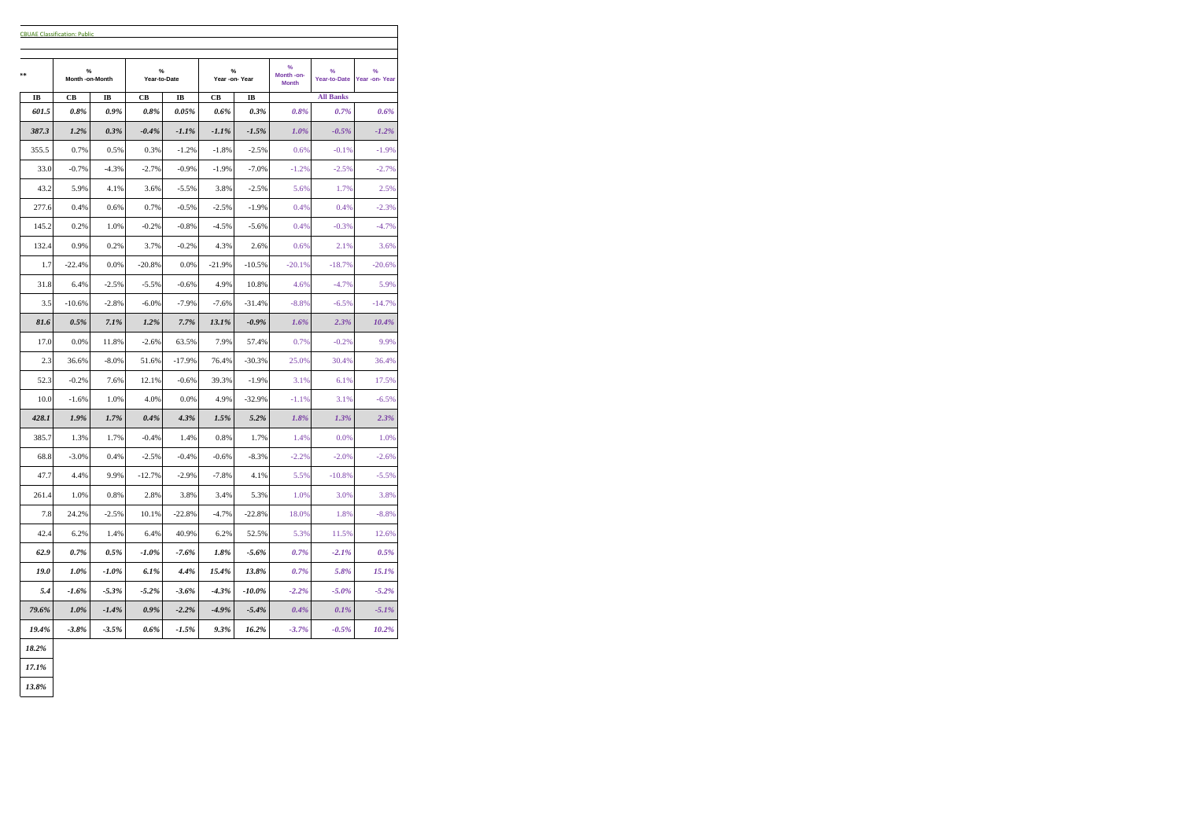CBUAE Classification: Public

| ** | % Month -on-Month | | % Year-to-Date | | % Year -on- Year | | % Month -on- Month | % Year-to-Date | % Year -on- Year |
|---|---|---|---|---|---|---|---|---|---|
| IB | CB | IB | CB | IB | CB | IB | All Banks | | |
| *601.5* | *0.8%* | *0.9%* | *0.8%* | *0.05%* | *0.6%* | *0.3%* | *0.8%* | *0.7%* | *0.6%* |
| *387.3* | *1.2%* | *0.3%* | *-0.4%* | *-1.1%* | *-1.1%* | *-1.5%* | *1.0%* | *-0.5%* | *-1.2%* |
| 355.5 | 0.7% | 0.5% | 0.3% | -1.2% | -1.8% | -2.5% | 0.6% | -0.1% | -1.9% |
| 33.0 | -0.7% | -4.3% | -2.7% | -0.9% | -1.9% | -7.0% | -1.2% | -2.5% | -2.7% |
| 43.2 | 5.9% | 4.1% | 3.6% | -5.5% | 3.8% | -2.5% | 5.6% | 1.7% | 2.5% |
| 277.6 | 0.4% | 0.6% | 0.7% | -0.5% | -2.5% | -1.9% | 0.4% | 0.4% | -2.3% |
| 145.2 | 0.2% | 1.0% | -0.2% | -0.8% | -4.5% | -5.6% | 0.4% | -0.3% | -4.7% |
| 132.4 | 0.9% | 0.2% | 3.7% | -0.2% | 4.3% | 2.6% | 0.6% | 2.1% | 3.6% |
| 1.7 | -22.4% | 0.0% | -20.8% | 0.0% | -21.9% | -10.5% | -20.1% | -18.7% | -20.6% |
| 31.8 | 6.4% | -2.5% | -5.5% | -0.6% | 4.9% | 10.8% | 4.6% | -4.7% | 5.9% |
| 3.5 | -10.6% | -2.8% | -6.0% | -7.9% | -7.6% | -31.4% | -8.8% | -6.5% | -14.7% |
| *81.6* | *0.5%* | *7.1%* | *1.2%* | *7.7%* | *13.1%* | *-0.9%* | *1.6%* | *2.3%* | *10.4%* |
| 17.0 | 0.0% | 11.8% | -2.6% | 63.5% | 7.9% | 57.4% | 0.7% | -0.2% | 9.9% |
| 2.3 | 36.6% | -8.0% | 51.6% | -17.9% | 76.4% | -30.3% | 25.0% | 30.4% | 36.4% |
| 52.3 | -0.2% | 7.6% | 12.1% | -0.6% | 39.3% | -1.9% | 3.1% | 6.1% | 17.5% |
| 10.0 | -1.6% | 1.0% | 4.0% | 0.0% | 4.9% | -32.9% | -1.1% | 3.1% | -6.5% |
| *428.1* | *1.9%* | *1.7%* | *0.4%* | *4.3%* | *1.5%* | *5.2%* | *1.8%* | *1.3%* | *2.3%* |
| 385.7 | 1.3% | 1.7% | -0.4% | 1.4% | 0.8% | 1.7% | 1.4% | 0.0% | 1.0% |
| 68.8 | -3.0% | 0.4% | -2.5% | -0.4% | -0.6% | -8.3% | -2.2% | -2.0% | -2.6% |
| 47.7 | 4.4% | 9.9% | -12.7% | -2.9% | -7.8% | 4.1% | 5.5% | -10.8% | -5.5% |
| 261.4 | 1.0% | 0.8% | 2.8% | 3.8% | 3.4% | 5.3% | 1.0% | 3.0% | 3.8% |
| 7.8 | 24.2% | -2.5% | 10.1% | -22.8% | -4.7% | -22.8% | 18.0% | 1.8% | -8.8% |
| 42.4 | 6.2% | 1.4% | 6.4% | 40.9% | 6.2% | 52.5% | 5.3% | 11.5% | 12.6% |
| *62.9* | *0.7%* | *0.5%* | *-1.0%* | *-7.6%* | *1.8%* | *-5.6%* | *0.7%* | *-2.1%* | *0.5%* |
| *19.0* | *1.0%* | *-1.0%* | *6.1%* | *4.4%* | *15.4%* | *13.8%* | *0.7%* | *5.8%* | *15.1%* |
| *5.4* | *-1.6%* | *-5.3%* | *-5.2%* | *-3.6%* | *-4.3%* | *-10.0%* | *-2.2%* | *-5.0%* | *-5.2%* |
| *79.6%* | *1.0%* | *-1.4%* | *0.9%* | *-2.2%* | *-4.9%* | *-5.4%* | *0.4%* | *0.1%* | *-5.1%* |
| *19.4%* | *-3.8%* | *-3.5%* | *0.6%* | *-1.5%* | *9.3%* | *16.2%* | *-3.7%* | *-0.5%* | *10.2%* |
| *18.2%* | | | | | | | | | |
| *17.1%* | | | | | | | | | |
| *13.8%* | | | | | | | | | |